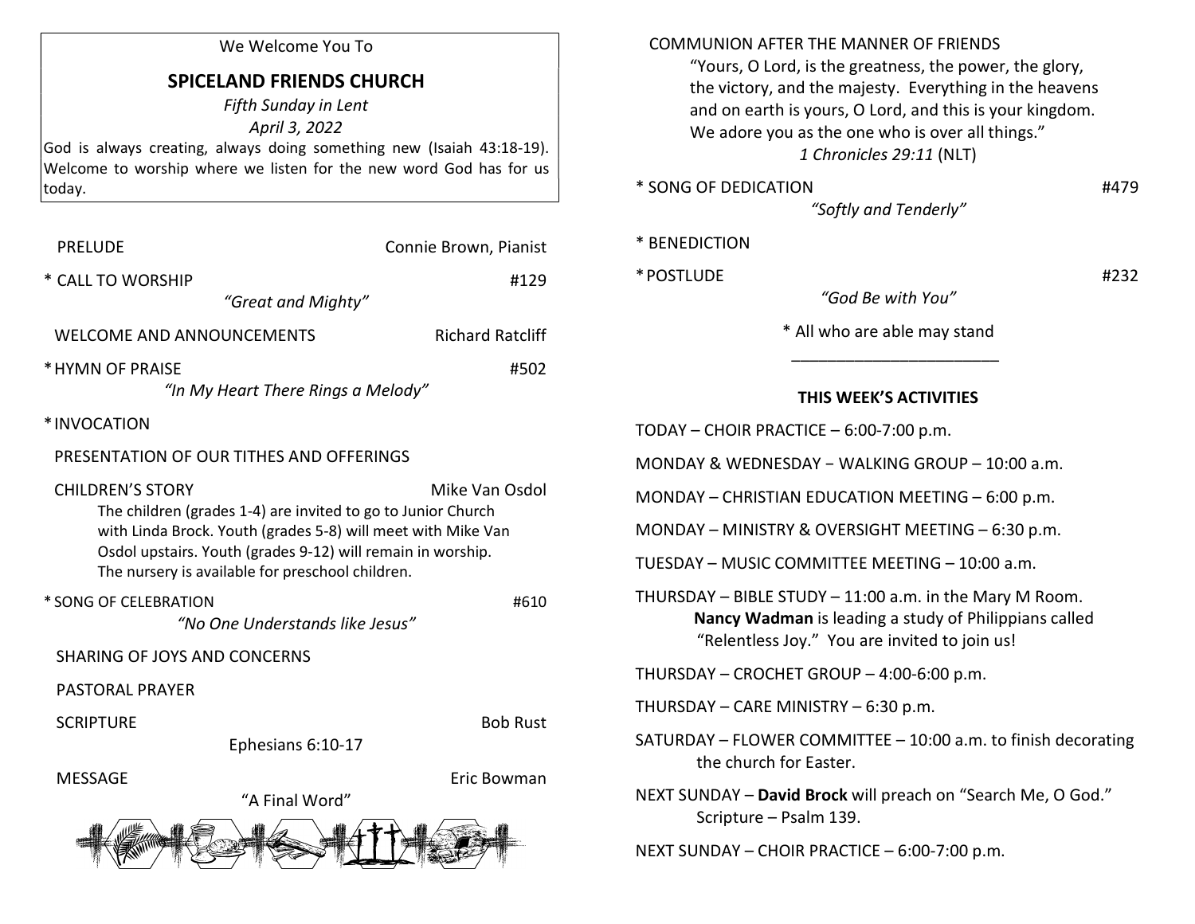We Welcome You To

# SPICELAND FRIENDS CHURCH

*Fifth Sunday in Lent*

*April 3, 2022*

God is always creating, always doing something new (Isaiah 43:18-19). Welcome to worship where we listen for the new word God has for us today.

PRELUDE — Connie Brown, Pianist

* CALL TO WORSHIP — #129
*"Great and Mighty"*

WELCOME AND ANNOUNCEMENTS — Richard Ratcliff

* HYMN OF PRAISE — #502
*"In My Heart There Rings a Melody"*

* INVOCATION

PRESENTATION OF OUR TITHES AND OFFERINGS

CHILDREN'S STORY — Mike Van Osdol

The children (grades 1-4) are invited to go to Junior Church with Linda Brock. Youth (grades 5-8) will meet with Mike Van Osdol upstairs. Youth (grades 9-12) will remain in worship. The nursery is available for preschool children.

* SONG OF CELEBRATION — #610
*"No One Understands like Jesus"*

SHARING OF JOYS AND CONCERNS

PASTORAL PRAYER

SCRIPTURE — Bob Rust
Ephesians 6:10-17

MESSAGE — Eric Bowman
"A Final Word"

COMMUNION AFTER THE MANNER OF FRIENDS

"Yours, O Lord, is the greatness, the power, the glory, the victory, and the majesty. Everything in the heavens and on earth is yours, O Lord, and this is your kingdom. We adore you as the one who is over all things."
*1 Chronicles 29:11* (NLT)

* SONG OF DEDICATION — #479
*"Softly and Tenderly"*

* BENEDICTION

* POSTLUDE — #232
*"God Be with You"*

* All who are able may stand

## THIS WEEK'S ACTIVITIES

TODAY – CHOIR PRACTICE – 6:00-7:00 p.m.

MONDAY & WEDNESDAY − WALKING GROUP – 10:00 a.m.

MONDAY – CHRISTIAN EDUCATION MEETING – 6:00 p.m.

MONDAY – MINISTRY & OVERSIGHT MEETING – 6:30 p.m.

TUESDAY – MUSIC COMMITTEE MEETING – 10:00 a.m.

THURSDAY – BIBLE STUDY – 11:00 a.m. in the Mary M Room. **Nancy Wadman** is leading a study of Philippians called "Relentless Joy." You are invited to join us!

THURSDAY – CROCHET GROUP – 4:00-6:00 p.m.

THURSDAY – CARE MINISTRY – 6:30 p.m.

SATURDAY – FLOWER COMMITTEE – 10:00 a.m. to finish decorating the church for Easter.

NEXT SUNDAY – **David Brock** will preach on "Search Me, O God." Scripture – Psalm 139.

NEXT SUNDAY – CHOIR PRACTICE – 6:00-7:00 p.m.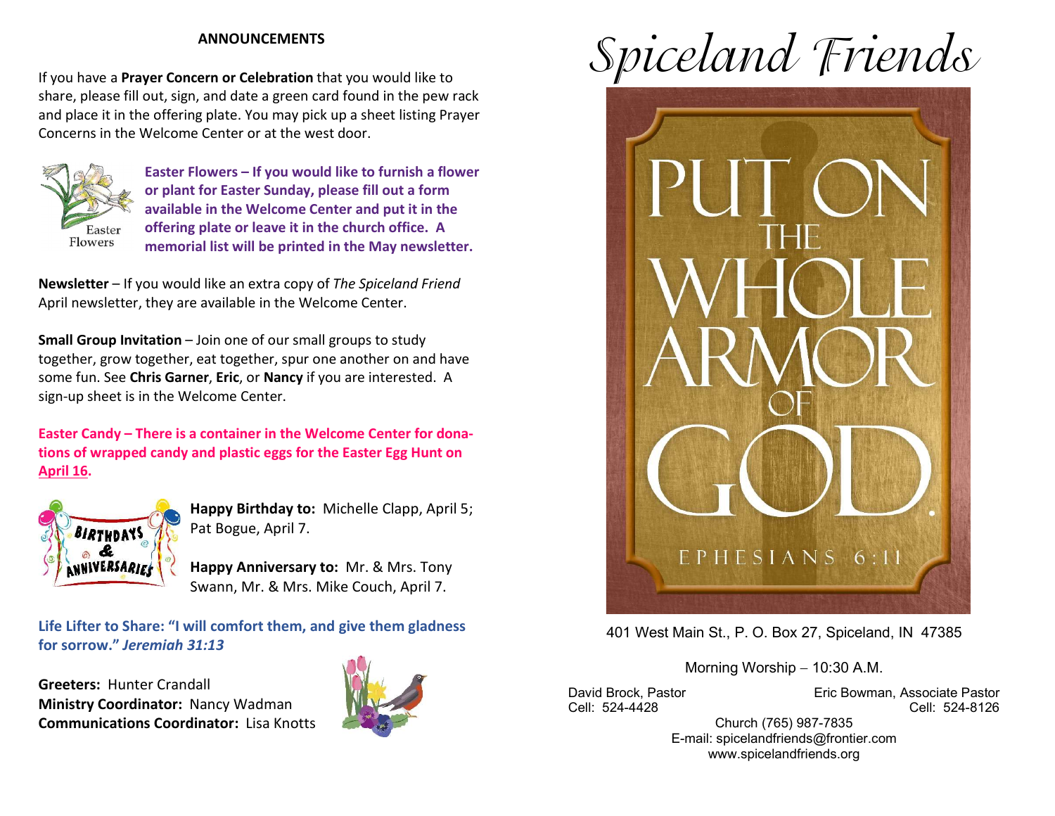## ANNOUNCEMENTS

If you have a **Prayer Concern or Celebration** that you would like to share, please fill out, sign, and date a green card found in the pew rack and place it in the offering plate. You may pick up a sheet listing Prayer Concerns in the Welcome Center or at the west door.

Easter Flowers

**Easter Flowers – If you would like to furnish a flower or plant for Easter Sunday, please fill out a form available in the Welcome Center and put it in the offering plate or leave it in the church office. A memorial list will be printed in the May newsletter.**

**Newsletter** – If you would like an extra copy of *The Spiceland Friend* April newsletter, they are available in the Welcome Center.

**Small Group Invitation** – Join one of our small groups to study together, grow together, eat together, spur one another on and have some fun. See **Chris Garner**, **Eric**, or **Nancy** if you are interested. A sign-up sheet is in the Welcome Center.

**Easter Candy – There is a container in the Welcome Center for donations of wrapped candy and plastic eggs for the Easter Egg Hunt on April 16.**

BIRTHDAYS & ANNIVERSARIES

**Happy Birthday to:** Michelle Clapp, April 5; Pat Bogue, April 7.

**Happy Anniversary to:** Mr. & Mrs. Tony Swann, Mr. & Mrs. Mike Couch, April 7.

**Life Lifter to Share: "I will comfort them, and give them gladness for sorrow."** ***Jeremiah 31:13***

**Greeters:** Hunter Crandall
**Ministry Coordinator:** Nancy Wadman
**Communications Coordinator:** Lisa Knotts

# *Spiceland Friends*

PUT ON THE WHOLE ARMOR OF GOD.

EPHESIANS 6:11

401 West Main St., P. O. Box 27, Spiceland, IN 47385

Morning Worship – 10:30 A.M.

David Brock, Pastor
Cell: 524-4428

Eric Bowman, Associate Pastor
Cell: 524-8126

Church (765) 987-7835
E-mail: spicelandfriends@frontier.com
www.spicelandfriends.org